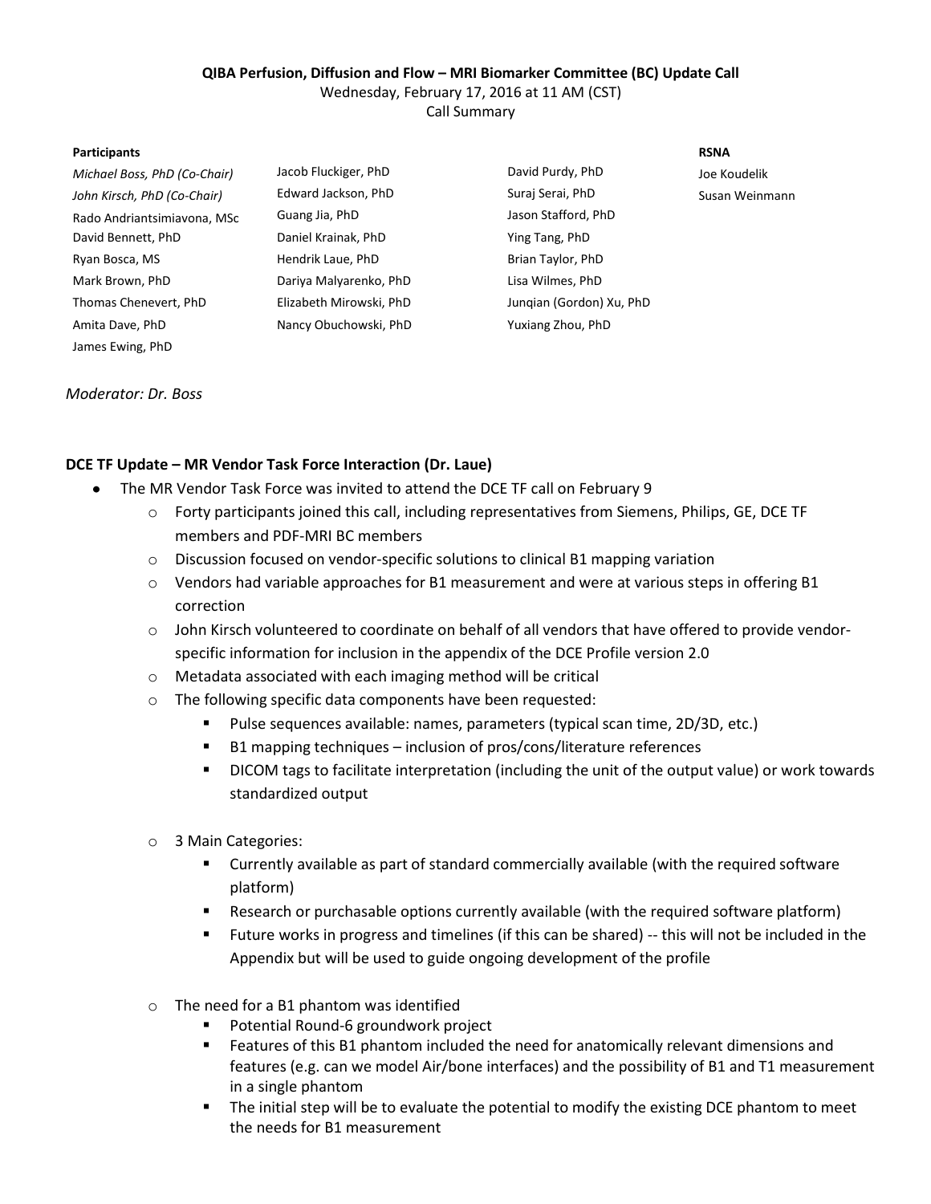**QIBA Perfusion, Diffusion and Flow – MRI Biomarker Committee (BC) Update Call**

Wednesday, February 17, 2016 at 11 AM (CST)

Call Summary

**Participants**

*Michael Boss, PhD (Co-Chair)*
*John Kirsch, PhD (Co-Chair)*
Rado Andriantsimiavona, MSc
David Bennett, PhD
Ryan Bosca, MS
Mark Brown, PhD
Thomas Chenevert, PhD
Amita Dave, PhD
James Ewing, PhD
Jacob Fluckiger, PhD
Edward Jackson, PhD
Guang Jia, PhD
Daniel Krainak, PhD
Hendrik Laue, PhD
Dariya Malyarenko, PhD
Elizabeth Mirowski, PhD
Nancy Obuchowski, PhD
David Purdy, PhD
Suraj Serai, PhD
Jason Stafford, PhD
Ying Tang, PhD
Brian Taylor, PhD
Lisa Wilmes, PhD
Junqian (Gordon) Xu, PhD
Yuxiang Zhou, PhD

**RSNA**

Joe Koudelik
Susan Weinmann

*Moderator: Dr. Boss*

**DCE TF Update – MR Vendor Task Force Interaction (Dr. Laue)**

- The MR Vendor Task Force was invited to attend the DCE TF call on February 9
  - Forty participants joined this call, including representatives from Siemens, Philips, GE, DCE TF members and PDF-MRI BC members
  - Discussion focused on vendor-specific solutions to clinical B1 mapping variation
  - Vendors had variable approaches for B1 measurement and were at various steps in offering B1 correction
  - John Kirsch volunteered to coordinate on behalf of all vendors that have offered to provide vendor-specific information for inclusion in the appendix of the DCE Profile version 2.0
  - Metadata associated with each imaging method will be critical
  - The following specific data components have been requested:
    - Pulse sequences available: names, parameters (typical scan time, 2D/3D, etc.)
    - B1 mapping techniques – inclusion of pros/cons/literature references
    - DICOM tags to facilitate interpretation (including the unit of the output value) or work towards standardized output
  - 3 Main Categories:
    - Currently available as part of standard commercially available (with the required software platform)
    - Research or purchasable options currently available (with the required software platform)
    - Future works in progress and timelines (if this can be shared) -- this will not be included in the Appendix but will be used to guide ongoing development of the profile
  - The need for a B1 phantom was identified
    - Potential Round-6 groundwork project
    - Features of this B1 phantom included the need for anatomically relevant dimensions and features (e.g. can we model Air/bone interfaces) and the possibility of B1 and T1 measurement in a single phantom
    - The initial step will be to evaluate the potential to modify the existing DCE phantom to meet the needs for B1 measurement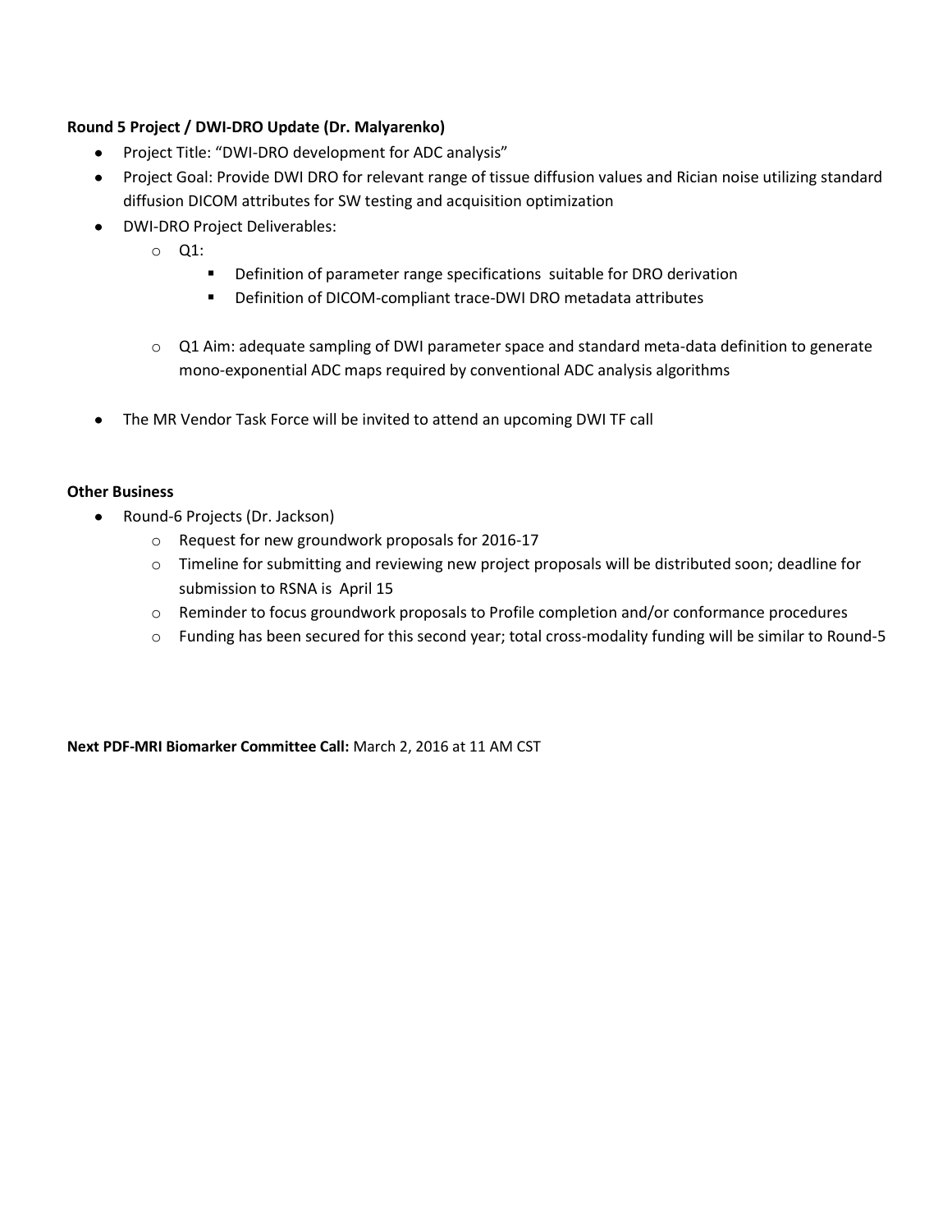**Round 5 Project / DWI-DRO Update (Dr. Malyarenko)**

- Project Title: “DWI-DRO development for ADC analysis”
- Project Goal: Provide DWI DRO for relevant range of tissue diffusion values and Rician noise utilizing standard diffusion DICOM attributes for SW testing and acquisition optimization
- DWI-DRO Project Deliverables:
  - Q1:
    - Definition of parameter range specifications suitable for DRO derivation
    - Definition of DICOM-compliant trace-DWI DRO metadata attributes
  - Q1 Aim: adequate sampling of DWI parameter space and standard meta-data definition to generate mono-exponential ADC maps required by conventional ADC analysis algorithms
- The MR Vendor Task Force will be invited to attend an upcoming DWI TF call

**Other Business**

- Round-6 Projects (Dr. Jackson)
  - Request for new groundwork proposals for 2016-17
  - Timeline for submitting and reviewing new project proposals will be distributed soon; deadline for submission to RSNA is April 15
  - Reminder to focus groundwork proposals to Profile completion and/or conformance procedures
  - Funding has been secured for this second year; total cross-modality funding will be similar to Round-5

**Next PDF-MRI Biomarker Committee Call:** March 2, 2016 at 11 AM CST